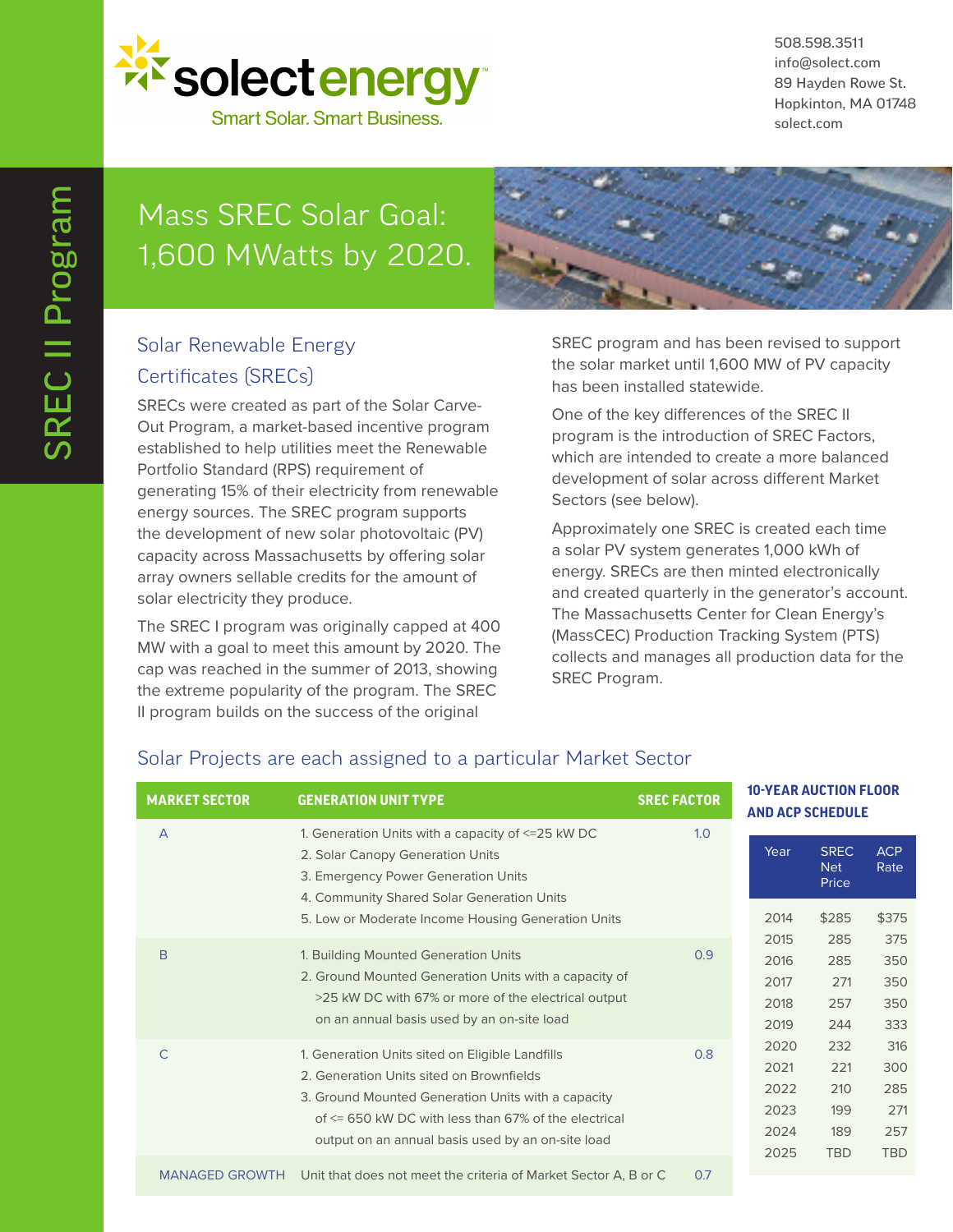solectenergy

Smart Solar. Smart Business.

508.598.3511
info@solect.com
89 Hayden Rowe St.
Hopkinton, MA 01748
solect.com

SREC II Program

# Mass SREC Solar Goal: 1,600 MWatts by 2020.

## Solar Renewable Energy Certificates (SRECs)

SRECs were created as part of the Solar Carve-Out Program, a market-based incentive program established to help utilities meet the Renewable Portfolio Standard (RPS) requirement of generating 15% of their electricity from renewable energy sources. The SREC program supports the development of new solar photovoltaic (PV) capacity across Massachusetts by offering solar array owners sellable credits for the amount of solar electricity they produce.

The SREC I program was originally capped at 400 MW with a goal to meet this amount by 2020. The cap was reached in the summer of 2013, showing the extreme popularity of the program. The SREC II program builds on the success of the original SREC program and has been revised to support the solar market until 1,600 MW of PV capacity has been installed statewide.

One of the key differences of the SREC II program is the introduction of SREC Factors, which are intended to create a more balanced development of solar across different Market Sectors (see below).

Approximately one SREC is created each time a solar PV system generates 1,000 kWh of energy. SRECs are then minted electronically and created quarterly in the generator's account. The Massachusetts Center for Clean Energy's (MassCEC) Production Tracking System (PTS) collects and manages all production data for the SREC Program.

## Solar Projects are each assigned to a particular Market Sector

| MARKET SECTOR | GENERATION UNIT TYPE | SREC FACTOR |
|---|---|---|
| A | 1. Generation Units with a capacity of <=25 kW DC<br>2. Solar Canopy Generation Units<br>3. Emergency Power Generation Units<br>4. Community Shared Solar Generation Units<br>5. Low or Moderate Income Housing Generation Units | 1.0 |
| B | 1. Building Mounted Generation Units<br>2. Ground Mounted Generation Units with a capacity of >25 kW DC with 67% or more of the electrical output on an annual basis used by an on-site load | 0.9 |
| C | 1. Generation Units sited on Eligible Landfills<br>2. Generation Units sited on Brownfields<br>3. Ground Mounted Generation Units with a capacity of <= 650 kW DC with less than 67% of the electrical output on an annual basis used by an on-site load | 0.8 |
| MANAGED GROWTH | Unit that does not meet the criteria of Market Sector A, B or C | 0.7 |

**10-YEAR AUCTION FLOOR AND ACP SCHEDULE**

| Year | SREC Net Price | ACP Rate |
|---|---|---|
| 2014 | $285 | $375 |
| 2015 | 285 | 375 |
| 2016 | 285 | 350 |
| 2017 | 271 | 350 |
| 2018 | 257 | 350 |
| 2019 | 244 | 333 |
| 2020 | 232 | 316 |
| 2021 | 221 | 300 |
| 2022 | 210 | 285 |
| 2023 | 199 | 271 |
| 2024 | 189 | 257 |
| 2025 | TBD | TBD |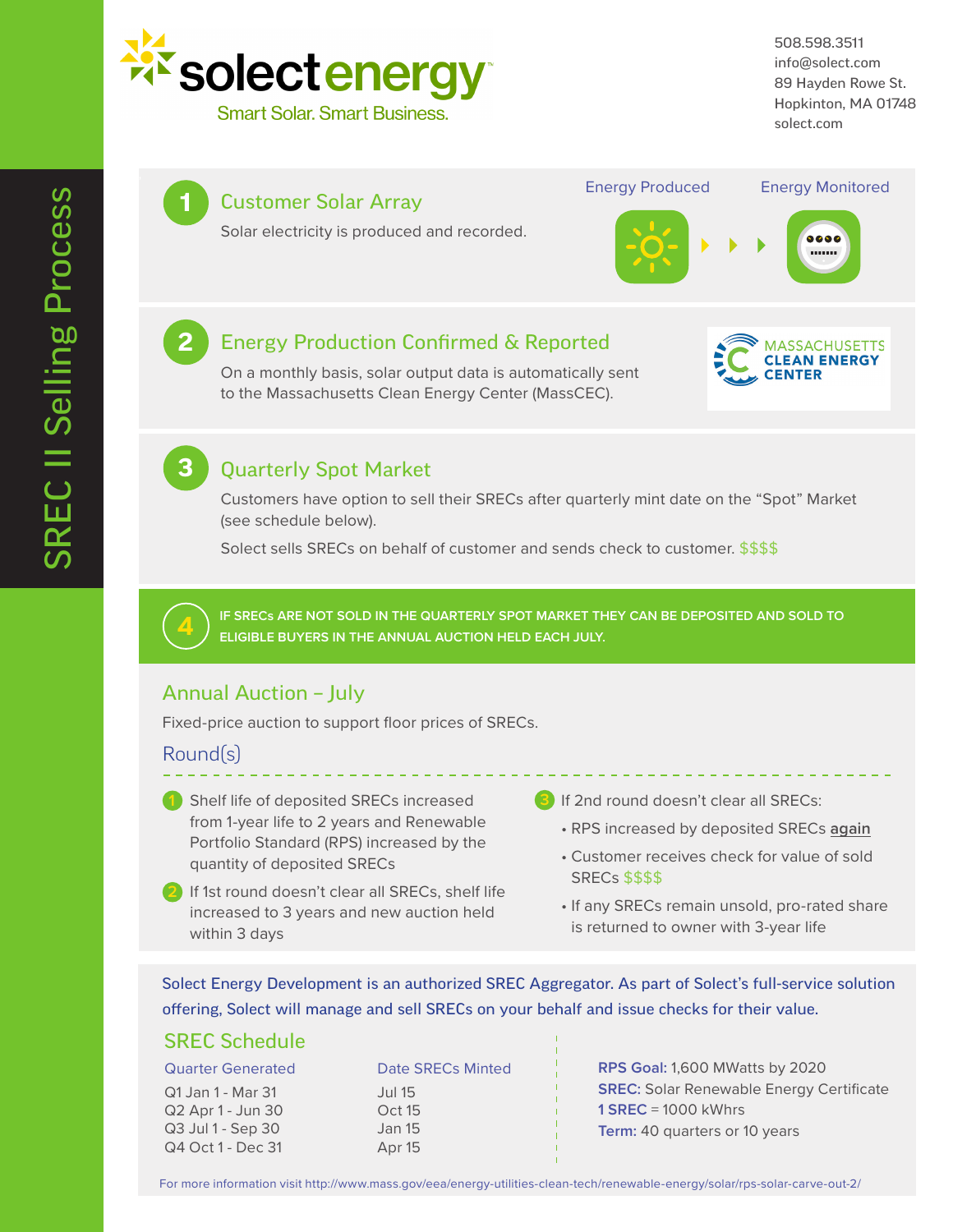# solectenergy

Smart Solar. Smart Business.

508.598.3511
info@solect.com
89 Hayden Rowe St.
Hopkinton, MA 01748
solect.com

## SREC II Selling Process

### 1 Customer Solar Array

Solar electricity is produced and recorded.

Energy Produced → Energy Monitored

### 2 Energy Production Confirmed & Reported

On a monthly basis, solar output data is automatically sent to the Massachusetts Clean Energy Center (MassCEC).

MASSACHUSETTS CLEAN ENERGY CENTER

### 3 Quarterly Spot Market

Customers have option to sell their SRECs after quarterly mint date on the "Spot" Market (see schedule below).

Solect sells SRECs on behalf of customer and sends check to customer. $$$$

### 4

IF SRECs ARE NOT SOLD IN THE QUARTERLY SPOT MARKET THEY CAN BE DEPOSITED AND SOLD TO ELIGIBLE BUYERS IN THE ANNUAL AUCTION HELD EACH JULY.

## Annual Auction – July

Fixed-price auction to support floor prices of SRECs.

### Round(s)

1. Shelf life of deposited SRECs increased from 1-year life to 2 years and Renewable Portfolio Standard (RPS) increased by the quantity of deposited SRECs
2. If 1st round doesn't clear all SRECs, shelf life increased to 3 years and new auction held within 3 days
3. If 2nd round doesn't clear all SRECs:
   - RPS increased by deposited SRECs again
   - Customer receives check for value of sold SRECs $$$$
   - If any SRECs remain unsold, pro-rated share is returned to owner with 3-year life

Solect Energy Development is an authorized SREC Aggregator. As part of Solect's full-service solution offering, Solect will manage and sell SRECs on your behalf and issue checks for their value.

## SREC Schedule

| Quarter Generated | Date SRECs Minted |
| --- | --- |
| Q1 Jan 1 - Mar 31 | Jul 15 |
| Q2 Apr 1 - Jun 30 | Oct 15 |
| Q3 Jul 1 - Sep 30 | Jan 15 |
| Q4 Oct 1 - Dec 31 | Apr 15 |

**RPS Goal:** 1,600 MWatts by 2020
**SREC:** Solar Renewable Energy Certificate
**1 SREC** = 1000 kWhrs
**Term:** 40 quarters or 10 years

For more information visit http://www.mass.gov/eea/energy-utilities-clean-tech/renewable-energy/solar/rps-solar-carve-out-2/